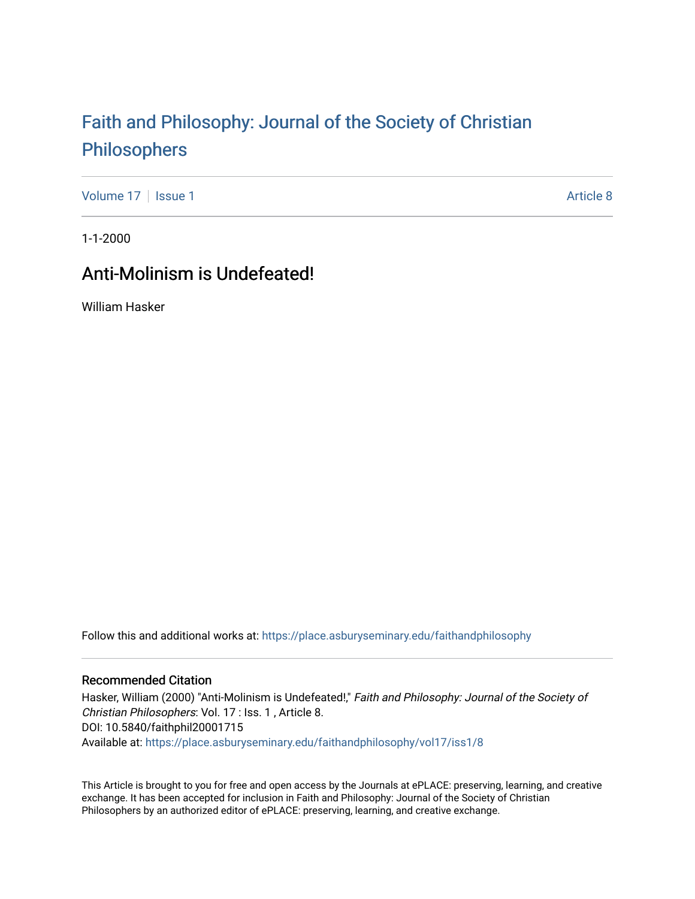# Faith and Philosophy: Journal of the Society of Christian Philosophers

Volume 17 | Issue 1 | Article 8

1-1-2000

## Anti-Molinism is Undefeated!

William Hasker

Follow this and additional works at: https://place.asburyseminary.edu/faithandphilosophy

### Recommended Citation

Hasker, William (2000) "Anti-Molinism is Undefeated!," *Faith and Philosophy: Journal of the Society of Christian Philosophers*: Vol. 17 : Iss. 1 , Article 8.
DOI: 10.5840/faithphil20001715
Available at: https://place.asburyseminary.edu/faithandphilosophy/vol17/iss1/8

This Article is brought to you for free and open access by the Journals at ePLACE: preserving, learning, and creative exchange. It has been accepted for inclusion in Faith and Philosophy: Journal of the Society of Christian Philosophers by an authorized editor of ePLACE: preserving, learning, and creative exchange.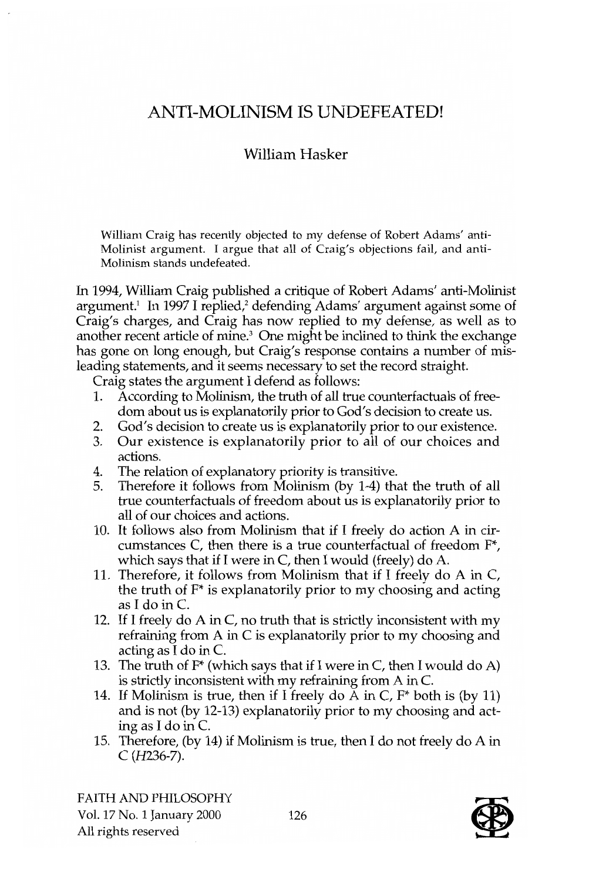# ANTI-MOLINISM IS UNDEFEATED!

William Hasker

William Craig has recently objected to my defense of Robert Adams' anti-Molinist argument. I argue that all of Craig's objections fail, and anti-Molinism stands undefeated.

In 1994, William Craig published a critique of Robert Adams' anti-Molinist argument.[1] In 1997 I replied,[2] defending Adams' argument against some of Craig's charges, and Craig has now replied to my defense, as well as to another recent article of mine.[3] One might be inclined to think the exchange has gone on long enough, but Craig's response contains a number of misleading statements, and it seems necessary to set the record straight.

Craig states the argument I defend as follows:

1. According to Molinism, the truth of all true counterfactuals of freedom about us is explanatorily prior to God's decision to create us.
2. God's decision to create us is explanatorily prior to our existence.
3. Our existence is explanatorily prior to all of our choices and actions.
4. The relation of explanatory priority is transitive.
5. Therefore it follows from Molinism (by 1-4) that the truth of all true counterfactuals of freedom about us is explanatorily prior to all of our choices and actions.

10. It follows also from Molinism that if I freely do action A in circumstances C, then there is a true counterfactual of freedom F*, which says that if I were in C, then I would (freely) do A.
11. Therefore, it follows from Molinism that if I freely do A in C, the truth of F* is explanatorily prior to my choosing and acting as I do in C.
12. If I freely do A in C, no truth that is strictly inconsistent with my refraining from A in C is explanatorily prior to my choosing and acting as I do in C.
13. The truth of F* (which says that if I were in C, then I would do A) is strictly inconsistent with my refraining from A in C.
14. If Molinism is true, then if I freely do A in C, F* both is (by 11) and is not (by 12-13) explanatorily prior to my choosing and acting as I do in C.
15. Therefore, (by 14) if Molinism is true, then I do not freely do A in C (*H*236-7).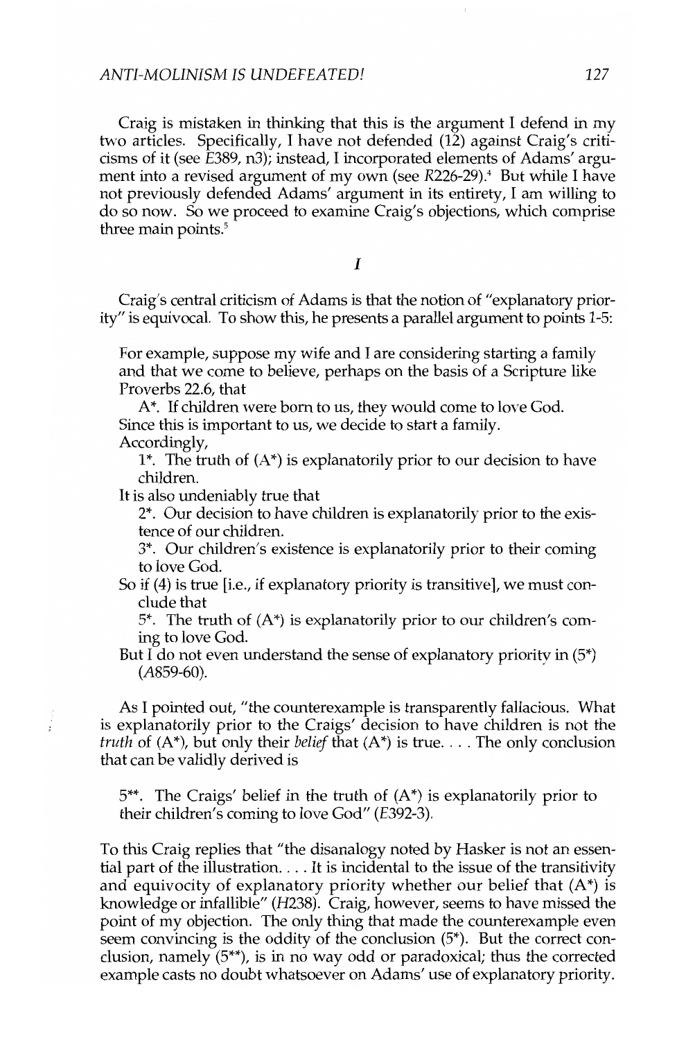Craig is mistaken in thinking that this is the argument I defend in my two articles. Specifically, I have not defended (12) against Craig's criticisms of it (see *E*389, n3); instead, I incorporated elements of Adams' argument into a revised argument of my own (see *R*226-29).[4] But while I have not previously defended Adams' argument in its entirety, I am willing to do so now. So we proceed to examine Craig's objections, which comprise three main points.[5]

## *I*

Craig's central criticism of Adams is that the notion of "explanatory priority" is equivocal. To show this, he presents a parallel argument to points 1-5:

> For example, suppose my wife and I are considering starting a family and that we come to believe, perhaps on the basis of a Scripture like Proverbs 22.6, that
>
> A*. If children were born to us, they would come to love God.
>
> Since this is important to us, we decide to start a family.
>
> Accordingly,
>
> 1*. The truth of (A*) is explanatorily prior to our decision to have children.
>
> It is also undeniably true that
>
> 2*. Our decision to have children is explanatorily prior to the existence of our children.
>
> 3*. Our children's existence is explanatorily prior to their coming to love God.
>
> So if (4) is true [i.e., if explanatory priority is transitive], we must conclude that
>
> 5*. The truth of (A*) is explanatorily prior to our children's coming to love God.
>
> But I do not even understand the sense of explanatory priority in (5*) (*A*859-60).

As I pointed out, "the counterexample is transparently fallacious. What is explanatorily prior to the Craigs' decision to have children is not the *truth* of (A*), but only their *belief* that (A*) is true. . . . The only conclusion that can be validly derived is

> 5**. The Craigs' belief in the truth of (A*) is explanatorily prior to their children's coming to love God" (*E*392-3).

To this Craig replies that "the disanalogy noted by Hasker is not an essential part of the illustration. . . . It is incidental to the issue of the transitivity and equivocity of explanatory priority whether our belief that (A*) is knowledge or infallible" (*H*238). Craig, however, seems to have missed the point of my objection. The only thing that made the counterexample even seem convincing is the oddity of the conclusion (5*). But the correct conclusion, namely (5**), is in no way odd or paradoxical; thus the corrected example casts no doubt whatsoever on Adams' use of explanatory priority.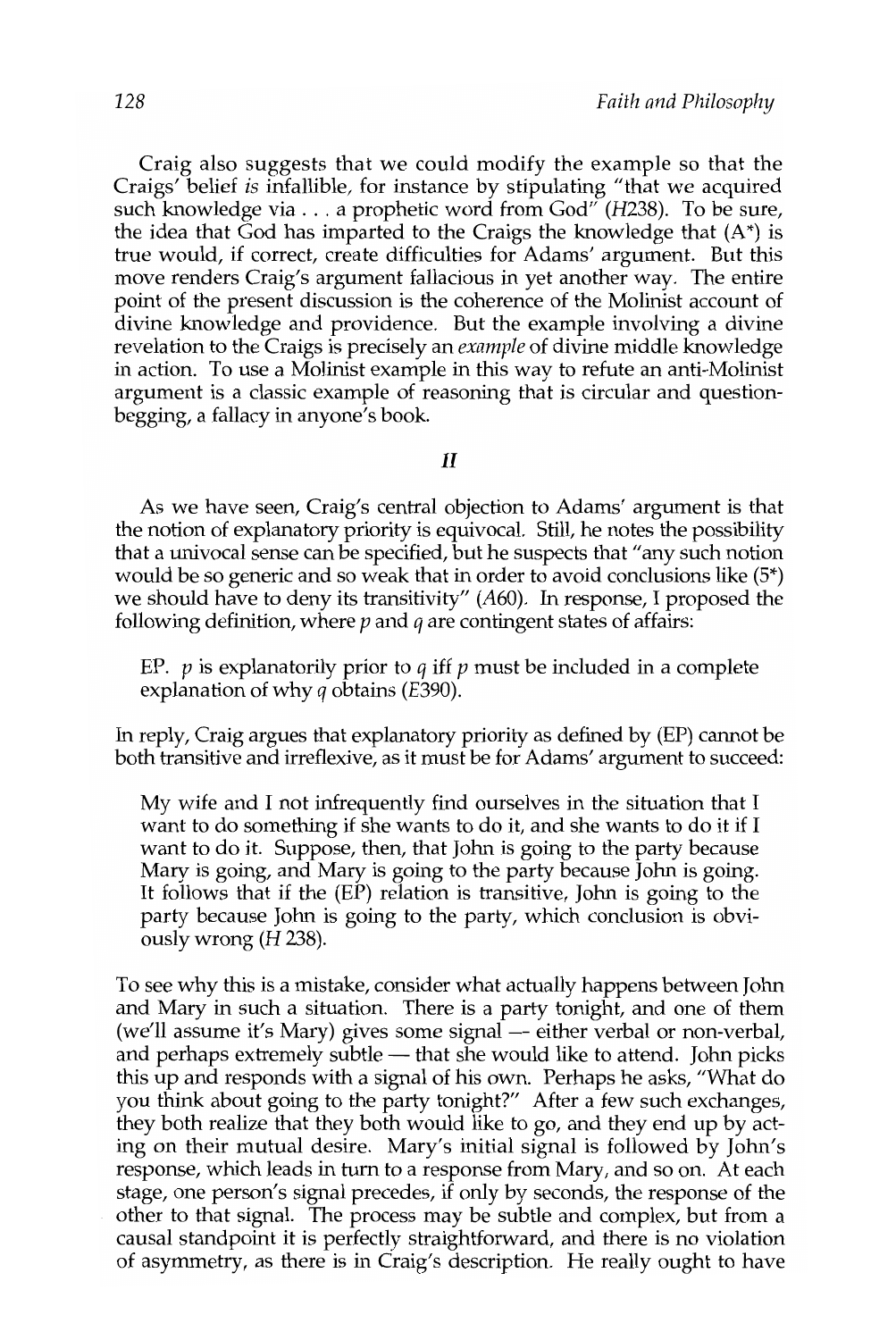Craig also suggests that we could modify the example so that the Craigs' belief *is* infallible, for instance by stipulating "that we acquired such knowledge via . . . a prophetic word from God" (*H*238). To be sure, the idea that God has imparted to the Craigs the knowledge that (A*) is true would, if correct, create difficulties for Adams' argument. But this move renders Craig's argument fallacious in yet another way. The entire point of the present discussion is the coherence of the Molinist account of divine knowledge and providence. But the example involving a divine revelation to the Craigs is precisely an *example* of divine middle knowledge in action. To use a Molinist example in this way to refute an anti-Molinist argument is a classic example of reasoning that is circular and question-begging, a fallacy in anyone's book.

## *II*

As we have seen, Craig's central objection to Adams' argument is that the notion of explanatory priority is equivocal. Still, he notes the possibility that a univocal sense can be specified, but he suspects that "any such notion would be so generic and so weak that in order to avoid conclusions like (5*) we should have to deny its transitivity" (*A*60). In response, I proposed the following definition, where *p* and *q* are contingent states of affairs:

> EP. *p* is explanatorily prior to *q* iff *p* must be included in a complete explanation of why *q* obtains (*E*390).

In reply, Craig argues that explanatory priority as defined by (EP) cannot be both transitive and irreflexive, as it must be for Adams' argument to succeed:

> My wife and I not infrequently find ourselves in the situation that I want to do something if she wants to do it, and she wants to do it if I want to do it. Suppose, then, that John is going to the party because Mary is going, and Mary is going to the party because John is going. It follows that if the (EP) relation is transitive, John is going to the party because John is going to the party, which conclusion is obviously wrong (*H* 238).

To see why this is a mistake, consider what actually happens between John and Mary in such a situation. There is a party tonight, and one of them (we'll assume it's Mary) gives some signal — either verbal or non-verbal, and perhaps extremely subtle — that she would like to attend. John picks this up and responds with a signal of his own. Perhaps he asks, "What do you think about going to the party tonight?" After a few such exchanges, they both realize that they both would like to go, and they end up by acting on their mutual desire. Mary's initial signal is followed by John's response, which leads in turn to a response from Mary, and so on. At each stage, one person's signal precedes, if only by seconds, the response of the other to that signal. The process may be subtle and complex, but from a causal standpoint it is perfectly straightforward, and there is no violation of asymmetry, as there is in Craig's description. He really ought to have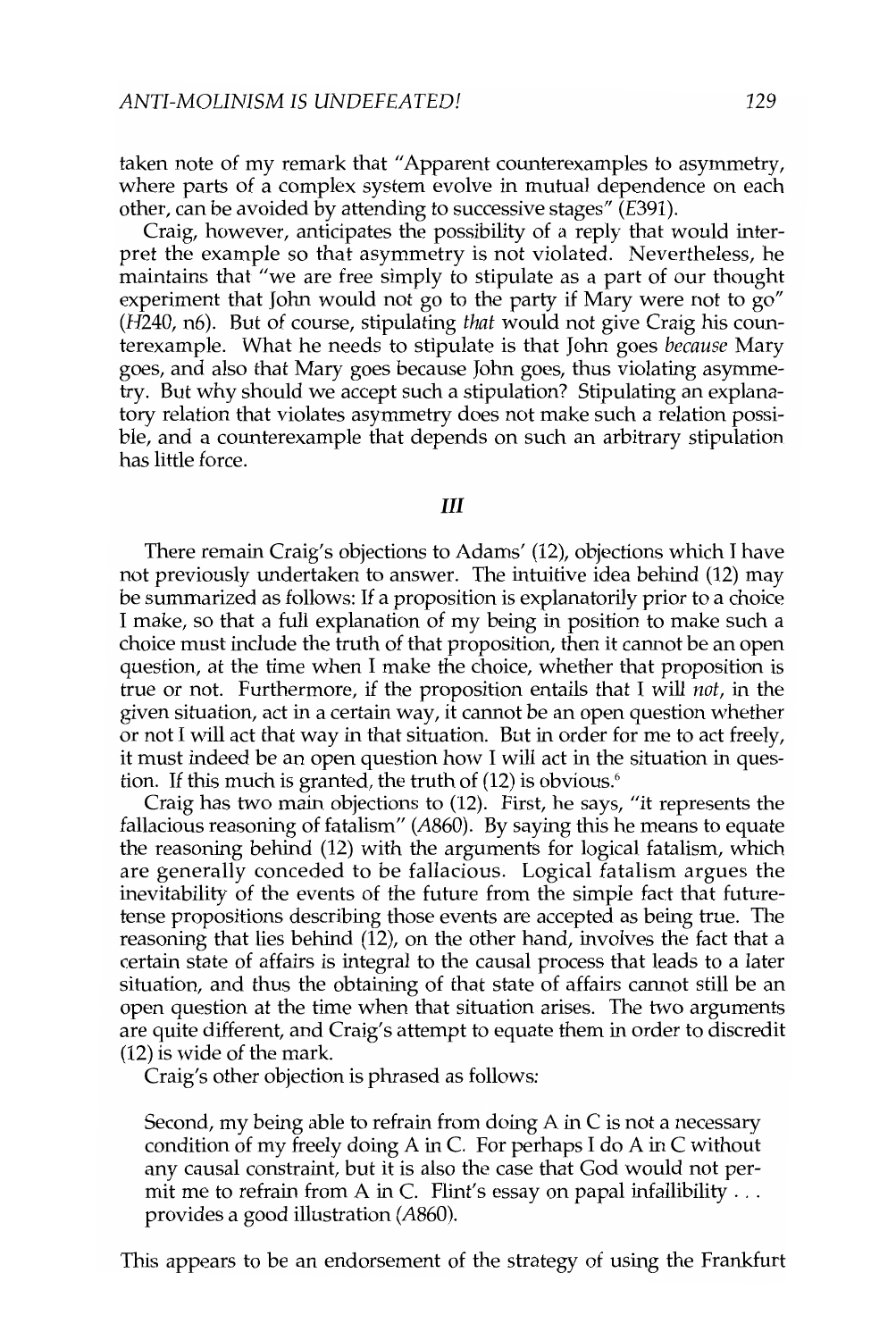taken note of my remark that "Apparent counterexamples to asymmetry, where parts of a complex system evolve in mutual dependence on each other, can be avoided by attending to successive stages" (*E*391).

Craig, however, anticipates the possibility of a reply that would interpret the example so that asymmetry is not violated. Nevertheless, he maintains that "we are free simply to stipulate as a part of our thought experiment that John would not go to the party if Mary were not to go" (*H*240, n6). But of course, stipulating *that* would not give Craig his counterexample. What he needs to stipulate is that John goes *because* Mary goes, and also that Mary goes because John goes, thus violating asymmetry. But why should we accept such a stipulation? Stipulating an explanatory relation that violates asymmetry does not make such a relation possible, and a counterexample that depends on such an arbitrary stipulation has little force.

## III

There remain Craig's objections to Adams' (12), objections which I have not previously undertaken to answer. The intuitive idea behind (12) may be summarized as follows: If a proposition is explanatorily prior to a choice I make, so that a full explanation of my being in position to make such a choice must include the truth of that proposition, then it cannot be an open question, at the time when I make the choice, whether that proposition is true or not. Furthermore, if the proposition entails that I will *not*, in the given situation, act in a certain way, it cannot be an open question whether or not I will act that way in that situation. But in order for me to act freely, it must indeed be an open question how I will act in the situation in question. If this much is granted, the truth of (12) is obvious.[6]

Craig has two main objections to (12). First, he says, "it represents the fallacious reasoning of fatalism" (*A*860). By saying this he means to equate the reasoning behind (12) with the arguments for logical fatalism, which are generally conceded to be fallacious. Logical fatalism argues the inevitability of the events of the future from the simple fact that future-tense propositions describing those events are accepted as being true. The reasoning that lies behind (12), on the other hand, involves the fact that a certain state of affairs is integral to the causal process that leads to a later situation, and thus the obtaining of that state of affairs cannot still be an open question at the time when that situation arises. The two arguments are quite different, and Craig's attempt to equate them in order to discredit (12) is wide of the mark.

Craig's other objection is phrased as follows:

> Second, my being able to refrain from doing A in C is not a necessary condition of my freely doing A in C. For perhaps I do A in C without any causal constraint, but it is also the case that God would not permit me to refrain from A in C. Flint's essay on papal infallibility . . . provides a good illustration (*A*860).

This appears to be an endorsement of the strategy of using the Frankfurt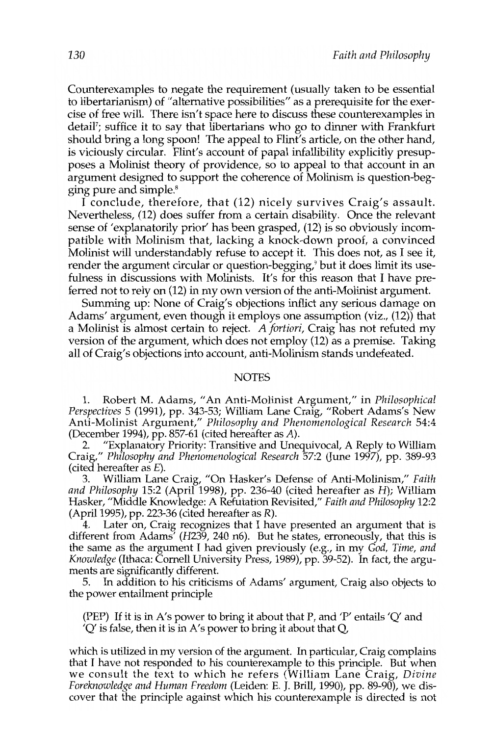Counterexamples to negate the requirement (usually taken to be essential to libertarianism) of "alternative possibilities" as a prerequisite for the exercise of free will. There isn't space here to discuss these counterexamples in detail[7]; suffice it to say that libertarians who go to dinner with Frankfurt should bring a long spoon! The appeal to Flint's article, on the other hand, is viciously circular. Flint's account of papal infallibility explicitly presupposes a Molinist theory of providence, so to appeal to that account in an argument designed to support the coherence of Molinism is question-begging pure and simple.[8]

I conclude, therefore, that (12) nicely survives Craig's assault. Nevertheless, (12) does suffer from a certain disability. Once the relevant sense of 'explanatorily prior' has been grasped, (12) is so obviously incompatible with Molinism that, lacking a knock-down proof, a convinced Molinist will understandably refuse to accept it. This does not, as I see it, render the argument circular or question-begging,[9] but it does limit its usefulness in discussions with Molinists. It's for this reason that I have preferred not to rely on (12) in my own version of the anti-Molinist argument.

Summing up: None of Craig's objections inflict any serious damage on Adams' argument, even though it employs one assumption (viz., (12)) that a Molinist is almost certain to reject. *A fortiori*, Craig has not refuted my version of the argument, which does not employ (12) as a premise. Taking all of Craig's objections into account, anti-Molinism stands undefeated.

## NOTES

1. Robert M. Adams, "An Anti-Molinist Argument," in *Philosophical Perspectives* 5 (1991), pp. 343-53; William Lane Craig, "Robert Adams's New Anti-Molinist Argument," *Philosophy and Phenomenological Research* 54:4 (December 1994), pp. 857-61 (cited hereafter as *A*).

2. "Explanatory Priority: Transitive and Unequivocal, A Reply to William Craig," *Philosophy and Phenomenological Research* 57:2 (June 1997), pp. 389-93 (cited hereafter as *E*).

3. William Lane Craig, "On Hasker's Defense of Anti-Molinism," *Faith and Philosophy* 15:2 (April 1998), pp. 236-40 (cited hereafter as *H*); William Hasker, "Middle Knowledge: A Refutation Revisited," *Faith and Philosophy* 12:2 (April 1995), pp. 223-36 (cited hereafter as *R*).

4. Later on, Craig recognizes that I have presented an argument that is different from Adams' (*H*239, 240 n6). But he states, erroneously, that this is the same as the argument I had given previously (e.g., in my *God, Time, and Knowledge* (Ithaca: Cornell University Press, 1989), pp. 39-52). In fact, the arguments are significantly different.

5. In addition to his criticisms of Adams' argument, Craig also objects to the power entailment principle

(PEP) If it is in A's power to bring it about that P, and 'P' entails 'Q' and 'Q' is false, then it is in A's power to bring it about that Q,

which is utilized in my version of the argument. In particular, Craig complains that I have not responded to his counterexample to this principle. But when we consult the text to which he refers (William Lane Craig, *Divine Foreknowledge and Human Freedom* (Leiden: E. J. Brill, 1990), pp. 89-90), we discover that the principle against which his counterexample is directed is not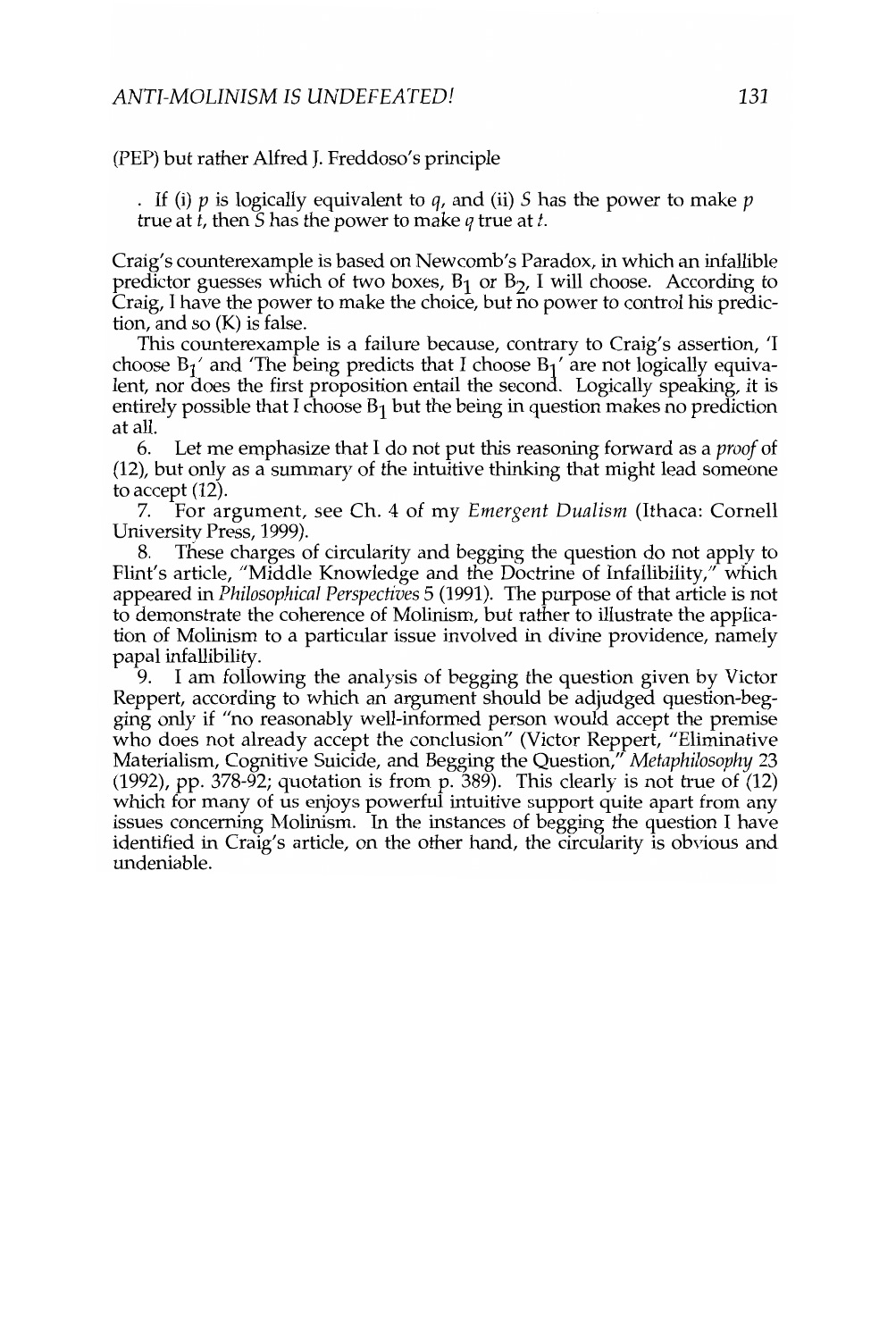(PEP) but rather Alfred J. Freddoso's principle

. If (i) $p$ is logically equivalent to $q$, and (ii) $S$ has the power to make $p$ true at $t$, then $S$ has the power to make $q$ true at $t$.

Craig's counterexample is based on Newcomb's Paradox, in which an infallible predictor guesses which of two boxes, $B_1$ or $B_2$, I will choose. According to Craig, I have the power to make the choice, but no power to control his prediction, and so (K) is false.

This counterexample is a failure because, contrary to Craig's assertion, 'I choose $B_1$' and 'The being predicts that I choose $B_1$' are not logically equivalent, nor does the first proposition entail the second. Logically speaking, it is entirely possible that I choose $B_1$ but the being in question makes no prediction at all.

6. Let me emphasize that I do not put this reasoning forward as a *proof* of (12), but only as a summary of the intuitive thinking that might lead someone to accept (12).

7. For argument, see Ch. 4 of my *Emergent Dualism* (Ithaca: Cornell University Press, 1999).

8. These charges of circularity and begging the question do not apply to Flint's article, "Middle Knowledge and the Doctrine of Infallibility," which appeared in *Philosophical Perspectives* 5 (1991). The purpose of that article is not to demonstrate the coherence of Molinism, but rather to illustrate the application of Molinism to a particular issue involved in divine providence, namely papal infallibility.

9. I am following the analysis of begging the question given by Victor Reppert, according to which an argument should be adjudged question-begging only if "no reasonably well-informed person would accept the premise who does not already accept the conclusion" (Victor Reppert, "Eliminative Materialism, Cognitive Suicide, and Begging the Question," *Metaphilosophy* 23 (1992), pp. 378-92; quotation is from p. 389). This clearly is not true of (12) which for many of us enjoys powerful intuitive support quite apart from any issues concerning Molinism. In the instances of begging the question I have identified in Craig's article, on the other hand, the circularity is obvious and undeniable.